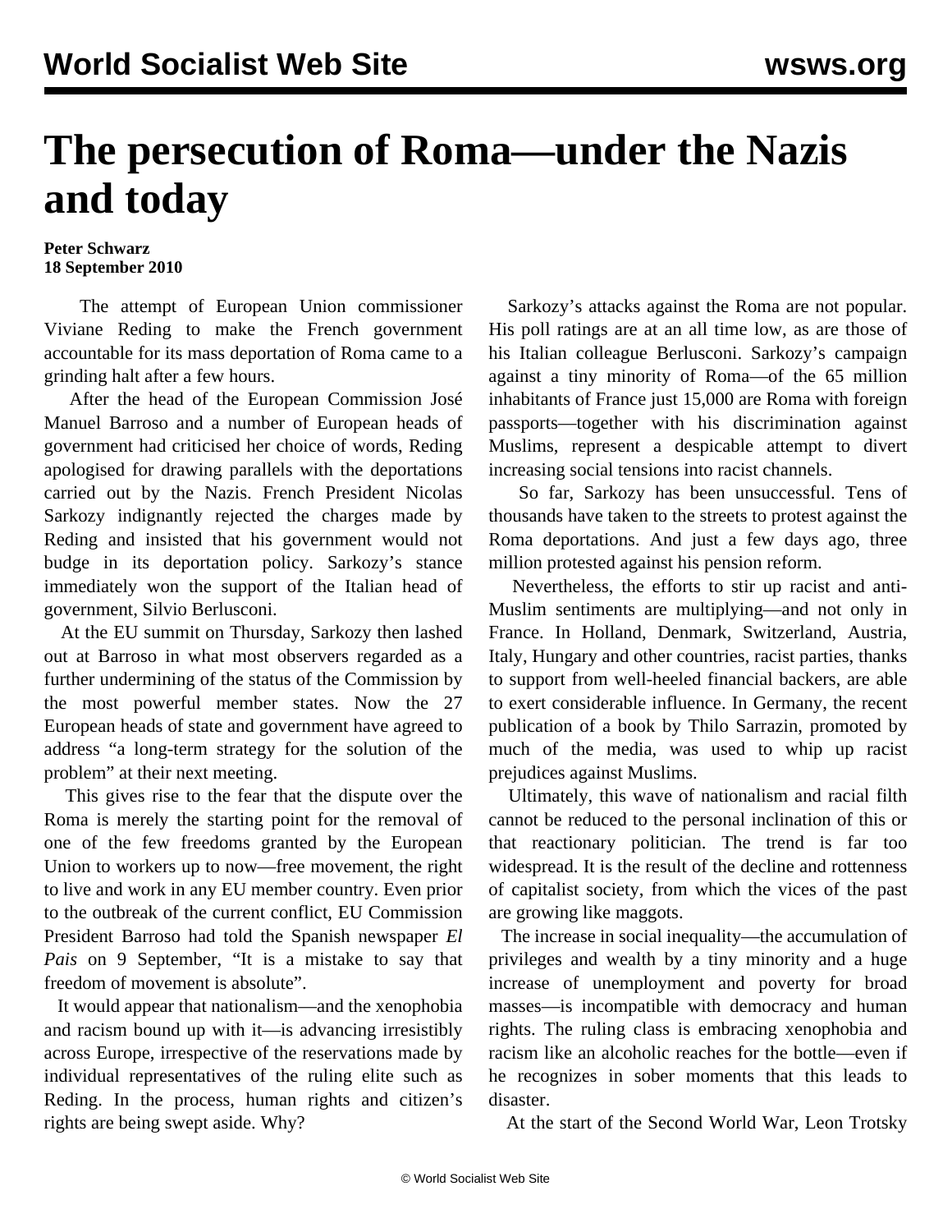# The persecution of Roma—under the Nazis and today

**Peter Schwarz**
**18 September 2010**

The attempt of European Union commissioner Viviane Reding to make the French government accountable for its mass deportation of Roma came to a grinding halt after a few hours.

After the head of the European Commission José Manuel Barroso and a number of European heads of government had criticised her choice of words, Reding apologised for drawing parallels with the deportations carried out by the Nazis. French President Nicolas Sarkozy indignantly rejected the charges made by Reding and insisted that his government would not budge in its deportation policy. Sarkozy's stance immediately won the support of the Italian head of government, Silvio Berlusconi.

At the EU summit on Thursday, Sarkozy then lashed out at Barroso in what most observers regarded as a further undermining of the status of the Commission by the most powerful member states. Now the 27 European heads of state and government have agreed to address "a long-term strategy for the solution of the problem" at their next meeting.

This gives rise to the fear that the dispute over the Roma is merely the starting point for the removal of one of the few freedoms granted by the European Union to workers up to now—free movement, the right to live and work in any EU member country. Even prior to the outbreak of the current conflict, EU Commission President Barroso had told the Spanish newspaper *El Pais* on 9 September, "It is a mistake to say that freedom of movement is absolute".

It would appear that nationalism—and the xenophobia and racism bound up with it—is advancing irresistibly across Europe, irrespective of the reservations made by individual representatives of the ruling elite such as Reding. In the process, human rights and citizen's rights are being swept aside. Why?

Sarkozy's attacks against the Roma are not popular. His poll ratings are at an all time low, as are those of his Italian colleague Berlusconi. Sarkozy's campaign against a tiny minority of Roma—of the 65 million inhabitants of France just 15,000 are Roma with foreign passports—together with his discrimination against Muslims, represent a despicable attempt to divert increasing social tensions into racist channels.

So far, Sarkozy has been unsuccessful. Tens of thousands have taken to the streets to protest against the Roma deportations. And just a few days ago, three million protested against his pension reform.

Nevertheless, the efforts to stir up racist and anti-Muslim sentiments are multiplying—and not only in France. In Holland, Denmark, Switzerland, Austria, Italy, Hungary and other countries, racist parties, thanks to support from well-heeled financial backers, are able to exert considerable influence. In Germany, the recent publication of a book by Thilo Sarrazin, promoted by much of the media, was used to whip up racist prejudices against Muslims.

Ultimately, this wave of nationalism and racial filth cannot be reduced to the personal inclination of this or that reactionary politician. The trend is far too widespread. It is the result of the decline and rottenness of capitalist society, from which the vices of the past are growing like maggots.

The increase in social inequality—the accumulation of privileges and wealth by a tiny minority and a huge increase of unemployment and poverty for broad masses—is incompatible with democracy and human rights. The ruling class is embracing xenophobia and racism like an alcoholic reaches for the bottle—even if he recognizes in sober moments that this leads to disaster.

At the start of the Second World War, Leon Trotsky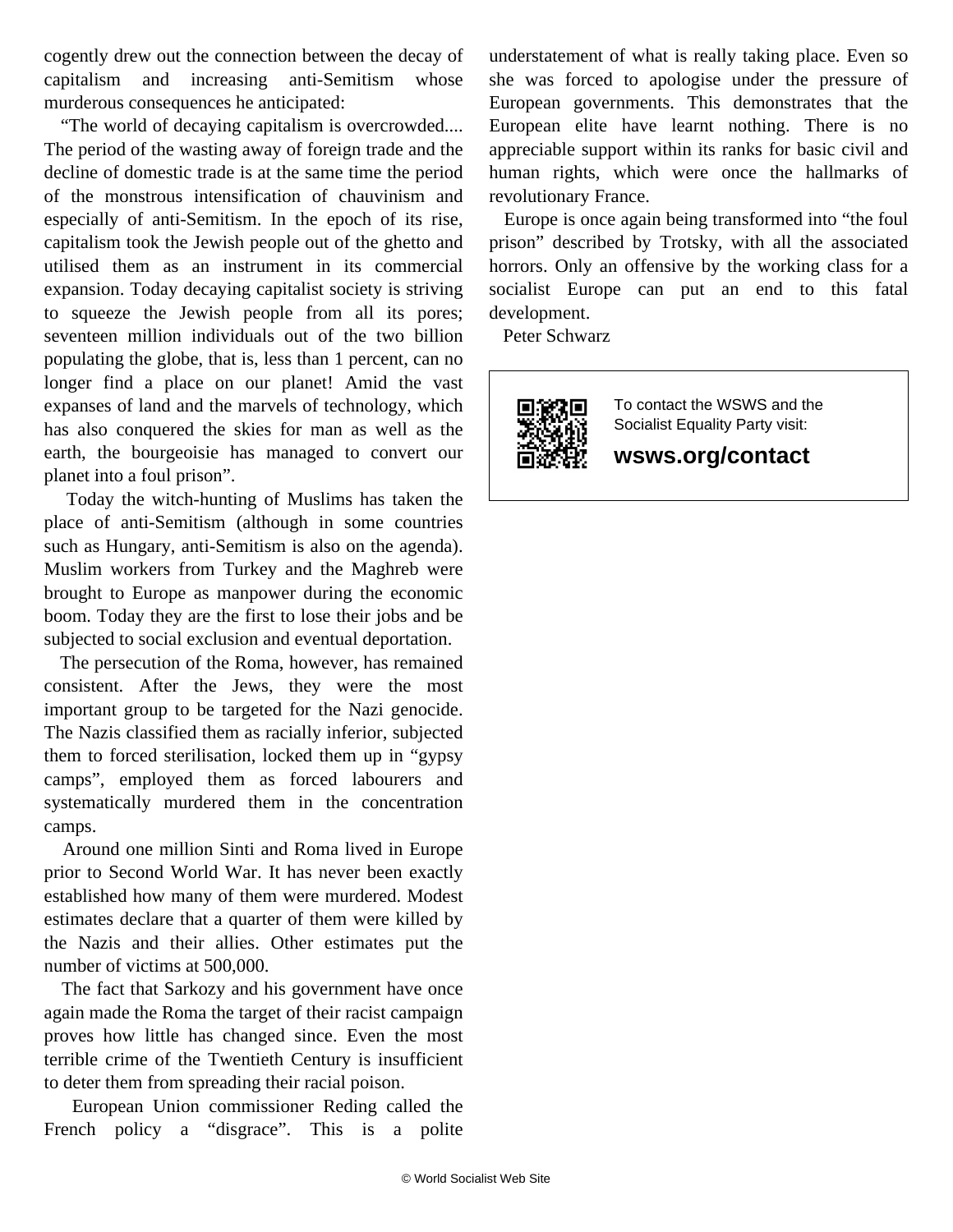cogently drew out the connection between the decay of capitalism and increasing anti-Semitism whose murderous consequences he anticipated:

"The world of decaying capitalism is overcrowded.... The period of the wasting away of foreign trade and the decline of domestic trade is at the same time the period of the monstrous intensification of chauvinism and especially of anti-Semitism. In the epoch of its rise, capitalism took the Jewish people out of the ghetto and utilised them as an instrument in its commercial expansion. Today decaying capitalist society is striving to squeeze the Jewish people from all its pores; seventeen million individuals out of the two billion populating the globe, that is, less than 1 percent, can no longer find a place on our planet! Amid the vast expanses of land and the marvels of technology, which has also conquered the skies for man as well as the earth, the bourgeoisie has managed to convert our planet into a foul prison".

Today the witch-hunting of Muslims has taken the place of anti-Semitism (although in some countries such as Hungary, anti-Semitism is also on the agenda). Muslim workers from Turkey and the Maghreb were brought to Europe as manpower during the economic boom. Today they are the first to lose their jobs and be subjected to social exclusion and eventual deportation.

The persecution of the Roma, however, has remained consistent. After the Jews, they were the most important group to be targeted for the Nazi genocide. The Nazis classified them as racially inferior, subjected them to forced sterilisation, locked them up in "gypsy camps", employed them as forced labourers and systematically murdered them in the concentration camps.

Around one million Sinti and Roma lived in Europe prior to Second World War. It has never been exactly established how many of them were murdered. Modest estimates declare that a quarter of them were killed by the Nazis and their allies. Other estimates put the number of victims at 500,000.

The fact that Sarkozy and his government have once again made the Roma the target of their racist campaign proves how little has changed since. Even the most terrible crime of the Twentieth Century is insufficient to deter them from spreading their racial poison.

European Union commissioner Reding called the French policy a "disgrace". This is a polite understatement of what is really taking place. Even so she was forced to apologise under the pressure of European governments. This demonstrates that the European elite have learnt nothing. There is no appreciable support within its ranks for basic civil and human rights, which were once the hallmarks of revolutionary France.

Europe is once again being transformed into "the foul prison" described by Trotsky, with all the associated horrors. Only an offensive by the working class for a socialist Europe can put an end to this fatal development.

Peter Schwarz

To contact the WSWS and the Socialist Equality Party visit:

**wsws.org/contact**